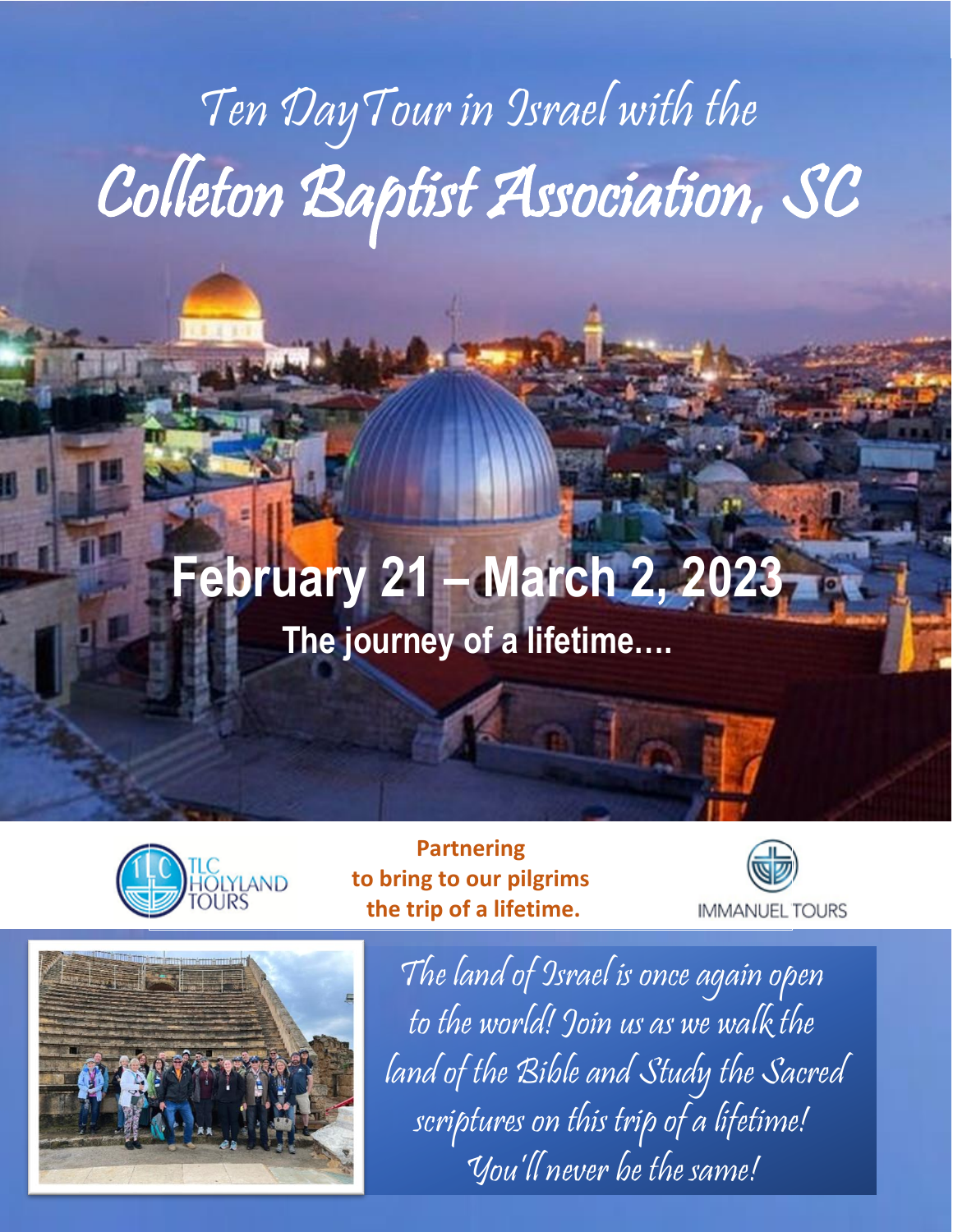# Ten Day Tour in Israel with the Colleton Baptist Association, SC

## February 21 – March 2, 2023

**The journey of a lifetime….**

TLC HOLYLAND TOURS

**Partnering to bring to our pilgrims the trip of a lifetime.**

IMMANUEL TOURS

*The land of Israel is once again open to the world! Join us as we walk the land of the Bible and Study the Sacred scriptures on this trip of a lifetime! You'll never be the same!*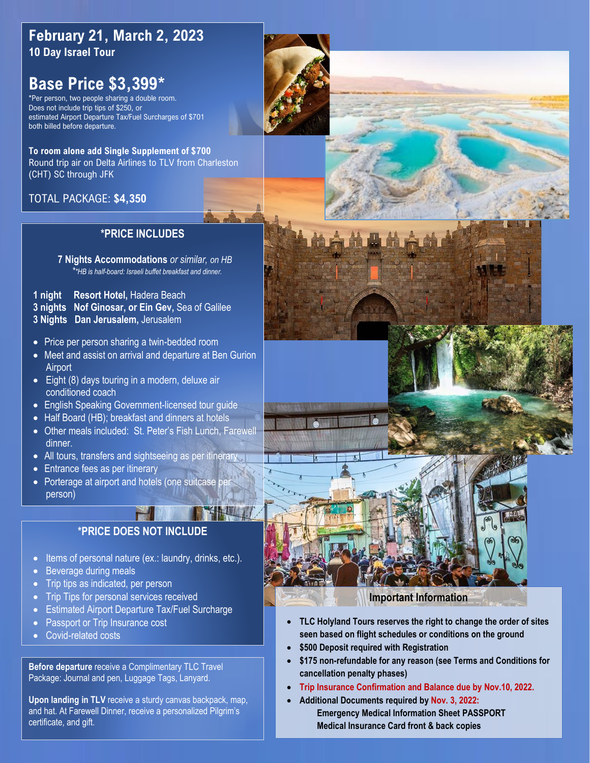# February 21, March 2, 2023

**10 Day Israel Tour**

## Base Price $3,399*

*Per person, two people sharing a double room.
Does not include trip tips of $250, or
estimated Airport Departure Tax/Fuel Surcharges of $701
both billed before departure.

**To room alone add Single Supplement of $700**
Round trip air on Delta Airlines to TLV from Charleston (CHT) SC through JFK

TOTAL PACKAGE: **$4,350**

### *PRICE INCLUDES

**7 Nights Accommodations** *or similar, on HB*
**HB is half-board: Israeli buffet breakfast and dinner.*

- **1 night** **Resort Hotel,** Hadera Beach
- **3 nights** **Nof Ginosar, or Ein Gev,** Sea of Galilee
- **3 Nights** **Dan Jerusalem,** Jerusalem

- Price per person sharing a twin-bedded room
- Meet and assist on arrival and departure at Ben Gurion Airport
- Eight (8) days touring in a modern, deluxe air conditioned coach
- English Speaking Government-licensed tour guide
- Half Board (HB); breakfast and dinners at hotels
- Other meals included: St. Peter's Fish Lunch, Farewell dinner.
- All tours, transfers and sightseeing as per itinerary
- Entrance fees as per itinerary
- Porterage at airport and hotels (one suitcase per person)

### *PRICE DOES NOT INCLUDE

- Items of personal nature (ex.: laundry, drinks, etc.).
- Beverage during meals
- Trip tips as indicated, per person
- Trip Tips for personal services received
- Estimated Airport Departure Tax/Fuel Surcharge
- Passport or Trip Insurance cost
- Covid-related costs

**Before departure** receive a Complimentary TLC Travel Package: Journal and pen, Luggage Tags, Lanyard.

**Upon landing in TLV** receive a sturdy canvas backpack, map, and hat. At Farewell Dinner, receive a personalized Pilgrim's certificate, and gift.

### Important Information

- **TLC Holyland Tours reserves the right to change the order of sites seen based on flight schedules or conditions on the ground**
- **$500 Deposit required with Registration**
- **$175 non-refundable for any reason (see Terms and Conditions for cancellation penalty phases)**
- **Trip Insurance Confirmation and Balance due by Nov.10, 2022.**
- **Additional Documents required by Nov. 3, 2022:**
  **Emergency Medical Information Sheet PASSPORT**
  **Medical Insurance Card front & back copies**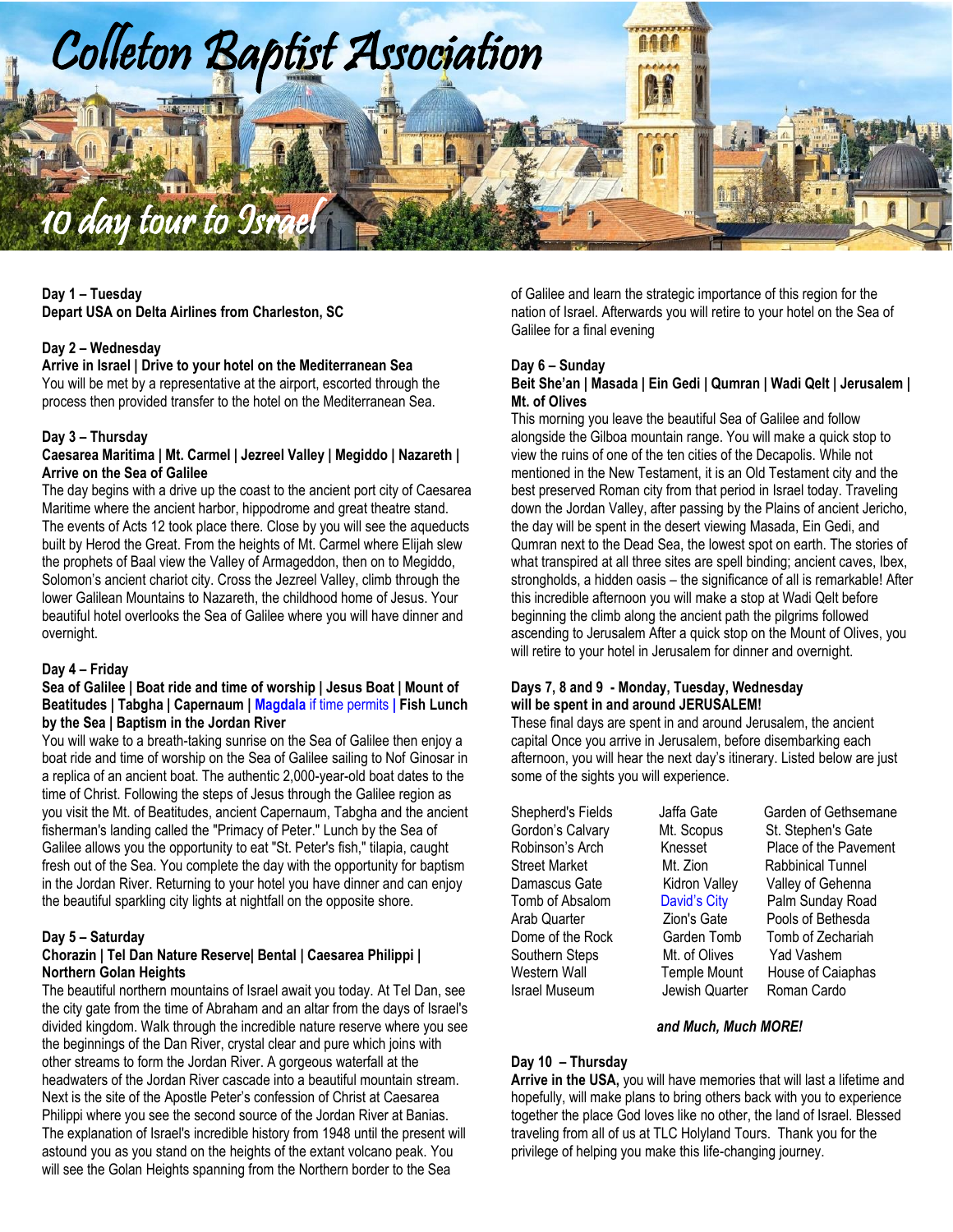# Colleton Baptist Association

## 10 day tour to Israel

**Day 1 – Tuesday**
**Depart USA on Delta Airlines from Charleston, SC**

**Day 2 – Wednesday**
**Arrive in Israel | Drive to your hotel on the Mediterranean Sea**
You will be met by a representative at the airport, escorted through the process then provided transfer to the hotel on the Mediterranean Sea.

**Day 3 – Thursday**
**Caesarea Maritima | Mt. Carmel | Jezreel Valley | Megiddo | Nazareth | Arrive on the Sea of Galilee**
The day begins with a drive up the coast to the ancient port city of Caesarea Maritime where the ancient harbor, hippodrome and great theatre stand. The events of Acts 12 took place there. Close by you will see the aqueducts built by Herod the Great. From the heights of Mt. Carmel where Elijah slew the prophets of Baal view the Valley of Armageddon, then on to Megiddo, Solomon's ancient chariot city. Cross the Jezreel Valley, climb through the lower Galilean Mountains to Nazareth, the childhood home of Jesus. Your beautiful hotel overlooks the Sea of Galilee where you will have dinner and overnight.

**Day 4 – Friday**
**Sea of Galilee | Boat ride and time of worship | Jesus Boat | Mount of Beatitudes | Tabgha | Capernaum | Magdala** if time permits **| Fish Lunch by the Sea | Baptism in the Jordan River**
You will wake to a breath-taking sunrise on the Sea of Galilee then enjoy a boat ride and time of worship on the Sea of Galilee sailing to Nof Ginosar in a replica of an ancient boat. The authentic 2,000-year-old boat dates to the time of Christ. Following the steps of Jesus through the Galilee region as you visit the Mt. of Beatitudes, ancient Capernaum, Tabgha and the ancient fisherman's landing called the "Primacy of Peter." Lunch by the Sea of Galilee allows you the opportunity to eat "St. Peter's fish," tilapia, caught fresh out of the Sea. You complete the day with the opportunity for baptism in the Jordan River. Returning to your hotel you have dinner and can enjoy the beautiful sparkling city lights at nightfall on the opposite shore.

**Day 5 – Saturday**
**Chorazin | Tel Dan Nature Reserve| Bental | Caesarea Philippi | Northern Golan Heights**
The beautiful northern mountains of Israel await you today. At Tel Dan, see the city gate from the time of Abraham and an altar from the days of Israel's divided kingdom. Walk through the incredible nature reserve where you see the beginnings of the Dan River, crystal clear and pure which joins with other streams to form the Jordan River. A gorgeous waterfall at the headwaters of the Jordan River cascade into a beautiful mountain stream. Next is the site of the Apostle Peter's confession of Christ at Caesarea Philippi where you see the second source of the Jordan River at Banias. The explanation of Israel's incredible history from 1948 until the present will astound you as you stand on the heights of the extant volcano peak. You will see the Golan Heights spanning from the Northern border to the Sea of Galilee and learn the strategic importance of this region for the nation of Israel. Afterwards you will retire to your hotel on the Sea of Galilee for a final evening

**Day 6 – Sunday**
**Beit She'an | Masada | Ein Gedi | Qumran | Wadi Qelt | Jerusalem | Mt. of Olives**
This morning you leave the beautiful Sea of Galilee and follow alongside the Gilboa mountain range. You will make a quick stop to view the ruins of one of the ten cities of the Decapolis. While not mentioned in the New Testament, it is an Old Testament city and the best preserved Roman city from that period in Israel today. Traveling down the Jordan Valley, after passing by the Plains of ancient Jericho, the day will be spent in the desert viewing Masada, Ein Gedi, and Qumran next to the Dead Sea, the lowest spot on earth. The stories of what transpired at all three sites are spell binding; ancient caves, Ibex, strongholds, a hidden oasis – the significance of all is remarkable! After this incredible afternoon you will make a stop at Wadi Qelt before beginning the climb along the ancient path the pilgrims followed ascending to Jerusalem After a quick stop on the Mount of Olives, you will retire to your hotel in Jerusalem for dinner and overnight.

**Days 7, 8 and 9 - Monday, Tuesday, Wednesday**
**will be spent in and around JERUSALEM!**
These final days are spent in and around Jerusalem, the ancient capital Once you arrive in Jerusalem, before disembarking each afternoon, you will hear the next day's itinerary. Listed below are just some of the sights you will experience.

| | | |
|---|---|---|
| Shepherd's Fields | Jaffa Gate | Garden of Gethsemane |
| Gordon's Calvary | Mt. Scopus | St. Stephen's Gate |
| Robinson's Arch | Knesset | Place of the Pavement |
| Street Market | Mt. Zion | Rabbinical Tunnel |
| Damascus Gate | Kidron Valley | Valley of Gehenna |
| Tomb of Absalom | David's City | Palm Sunday Road |
| Arab Quarter | Zion's Gate | Pools of Bethesda |
| Dome of the Rock | Garden Tomb | Tomb of Zechariah |
| Southern Steps | Mt. of Olives | Yad Vashem |
| Western Wall | Temple Mount | House of Caiaphas |
| Israel Museum | Jewish Quarter | Roman Cardo |

***and Much, Much MORE!***

**Day 10 – Thursday**
**Arrive in the USA,** you will have memories that will last a lifetime and hopefully, will make plans to bring others back with you to experience together the place God loves like no other, the land of Israel. Blessed traveling from all of us at TLC Holyland Tours. Thank you for the privilege of helping you make this life-changing journey.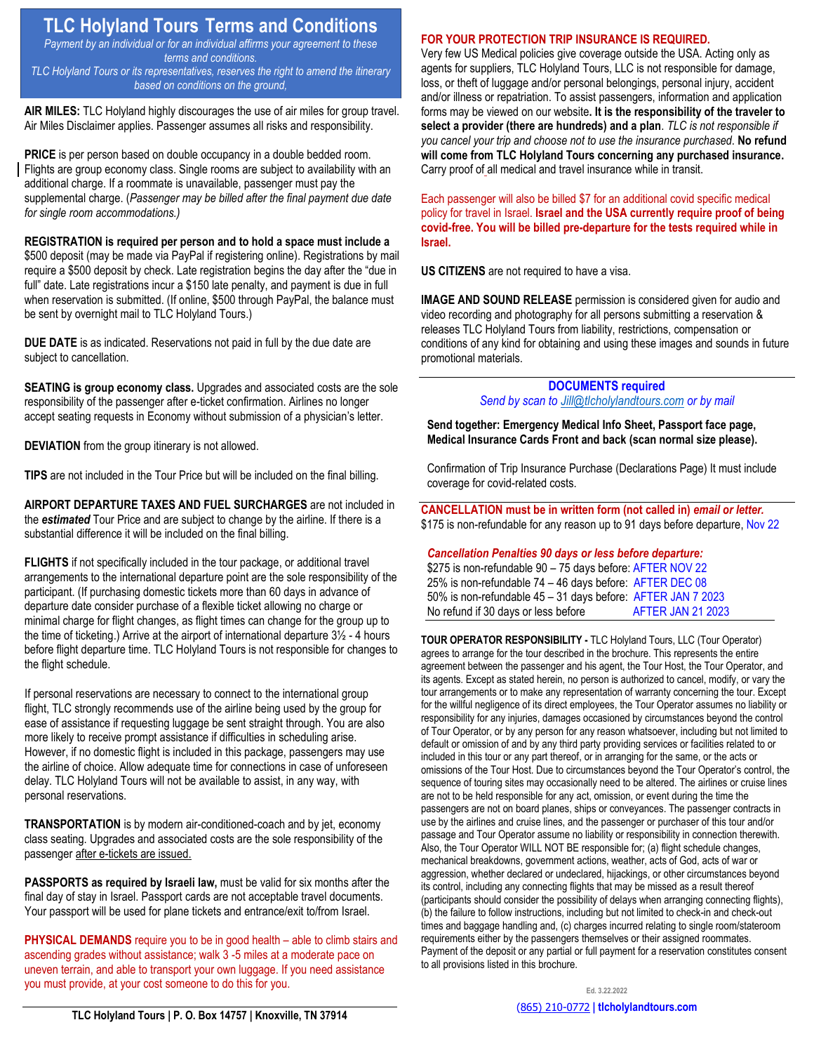# TLC Holyland Tours Terms and Conditions

*Payment by an individual or for an individual affirms your agreement to these terms and conditions.*
*TLC Holyland Tours or its representatives, reserves the right to amend the itinerary based on conditions on the ground,*

**AIR MILES:** TLC Holyland highly discourages the use of air miles for group travel. Air Miles Disclaimer applies. Passenger assumes all risks and responsibility.

**PRICE** is per person based on double occupancy in a double bedded room. Flights are group economy class. Single rooms are subject to availability with an additional charge. If a roommate is unavailable, passenger must pay the supplemental charge. (*Passenger may be billed after the final payment due date for single room accommodations.)*

**REGISTRATION is required per person and to hold a space must include a** $500 deposit (may be made via PayPal if registering online). Registrations by mail require a $500 deposit by check. Late registration begins the day after the "due in full" date. Late registrations incur a $150 late penalty, and payment is due in full when reservation is submitted. (If online, $500 through PayPal, the balance must be sent by overnight mail to TLC Holyland Tours.)

**DUE DATE** is as indicated. Reservations not paid in full by the due date are subject to cancellation.

**SEATING is group economy class.** Upgrades and associated costs are the sole responsibility of the passenger after e-ticket confirmation. Airlines no longer accept seating requests in Economy without submission of a physician's letter.

**DEVIATION** from the group itinerary is not allowed.

**TIPS** are not included in the Tour Price but will be included on the final billing.

**AIRPORT DEPARTURE TAXES AND FUEL SURCHARGES** are not included in the ***estimated*** Tour Price and are subject to change by the airline. If there is a substantial difference it will be included on the final billing.

**FLIGHTS** if not specifically included in the tour package, or additional travel arrangements to the international departure point are the sole responsibility of the participant. (If purchasing domestic tickets more than 60 days in advance of departure date consider purchase of a flexible ticket allowing no charge or minimal charge for flight changes, as flight times can change for the group up to the time of ticketing.) Arrive at the airport of international departure 3½ - 4 hours before flight departure time. TLC Holyland Tours is not responsible for changes to the flight schedule.

If personal reservations are necessary to connect to the international group flight, TLC strongly recommends use of the airline being used by the group for ease of assistance if requesting luggage be sent straight through. You are also more likely to receive prompt assistance if difficulties in scheduling arise. However, if no domestic flight is included in this package, passengers may use the airline of choice. Allow adequate time for connections in case of unforeseen delay. TLC Holyland Tours will not be available to assist, in any way, with personal reservations.

**TRANSPORTATION** is by modern air-conditioned-coach and by jet, economy class seating. Upgrades and associated costs are the sole responsibility of the passenger after e-tickets are issued.

**PASSPORTS as required by Israeli law,** must be valid for six months after the final day of stay in Israel. Passport cards are not acceptable travel documents. Your passport will be used for plane tickets and entrance/exit to/from Israel.

**PHYSICAL DEMANDS** require you to be in good health – able to climb stairs and ascending grades without assistance; walk 3 -5 miles at a moderate pace on uneven terrain, and able to transport your own luggage. If you need assistance you must provide, at your cost someone to do this for you.

**FOR YOUR PROTECTION TRIP INSURANCE IS REQUIRED.**
Very few US Medical policies give coverage outside the USA. Acting only as agents for suppliers, TLC Holyland Tours, LLC is not responsible for damage, loss, or theft of luggage and/or personal belongings, personal injury, accident and/or illness or repatriation. To assist passengers, information and application forms may be viewed on our website**. It is the responsibility of the traveler to select a provider (there are hundreds) and a plan**. *TLC is not responsible if you cancel your trip and choose not to use the insurance purchased*. **No refund will come from TLC Holyland Tours concerning any purchased insurance.** Carry proof of all medical and travel insurance while in transit.

Each passenger will also be billed $7 for an additional covid specific medical policy for travel in Israel. **Israel and the USA currently require proof of being covid-free. You will be billed pre-departure for the tests required while in Israel.**

**US CITIZENS** are not required to have a visa.

**IMAGE AND SOUND RELEASE** permission is considered given for audio and video recording and photography for all persons submitting a reservation & releases TLC Holyland Tours from liability, restrictions, compensation or conditions of any kind for obtaining and using these images and sounds in future promotional materials.

**DOCUMENTS required**
*Send by scan to Jill@tlcholylandtours.com or by mail*

**Send together: Emergency Medical Info Sheet, Passport face page, Medical Insurance Cards Front and back (scan normal size please).**

Confirmation of Trip Insurance Purchase (Declarations Page) It must include coverage for covid-related costs.

**CANCELLATION must be in written form (not called in)** ***email or letter.***
$175 is non-refundable for any reason up to 91 days before departure, Nov 22

***Cancellation Penalties 90 days or less before departure:***

| | |
|---|---|
| $275 is non-refundable 90 – 75 days before: | AFTER NOV 22 |
| 25% is non-refundable 74 – 46 days before: | AFTER DEC 08 |
| 50% is non-refundable 45 – 31 days before: | AFTER JAN 7 2023 |
| No refund if 30 days or less before | AFTER JAN 21 2023 |

**TOUR OPERATOR RESPONSIBILITY -** TLC Holyland Tours, LLC (Tour Operator) agrees to arrange for the tour described in the brochure. This represents the entire agreement between the passenger and his agent, the Tour Host, the Tour Operator, and its agents. Except as stated herein, no person is authorized to cancel, modify, or vary the tour arrangements or to make any representation of warranty concerning the tour. Except for the willful negligence of its direct employees, the Tour Operator assumes no liability or responsibility for any injuries, damages occasioned by circumstances beyond the control of Tour Operator, or by any person for any reason whatsoever, including but not limited to default or omission of and by any third party providing services or facilities related to or included in this tour or any part thereof, or in arranging for the same, or the acts or omissions of the Tour Host. Due to circumstances beyond the Tour Operator's control, the sequence of touring sites may occasionally need to be altered. The airlines or cruise lines are not to be held responsible for any act, omission, or event during the time the passengers are not on board planes, ships or conveyances. The passenger contracts in use by the airlines and cruise lines, and the passenger or purchaser of this tour and/or passage and Tour Operator assume no liability or responsibility in connection therewith. Also, the Tour Operator WILL NOT BE responsible for; (a) flight schedule changes, mechanical breakdowns, government actions, weather, acts of God, acts of war or aggression, whether declared or undeclared, hijackings, or other circumstances beyond its control, including any connecting flights that may be missed as a result thereof (participants should consider the possibility of delays when arranging connecting flights), (b) the failure to follow instructions, including but not limited to check-in and check-out times and baggage handling and, (c) charges incurred relating to single room/stateroom requirements either by the passengers themselves or their assigned roommates. Payment of the deposit or any partial or full payment for a reservation constitutes consent to all provisions listed in this brochure.

Ed. 3.22.2022

TLC Holyland Tours | P. O. Box 14757 | Knoxville, TN 37914

(865) 210-0772 | tlcholylandtours.com